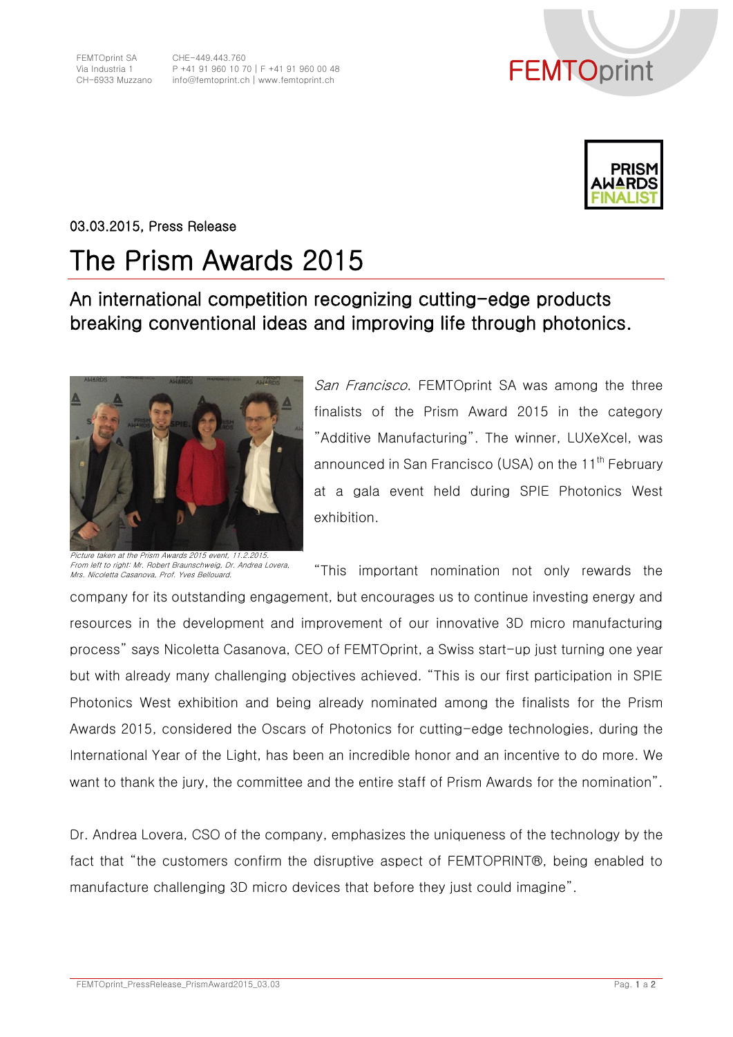FEMTOprint SA
Via Industria 1
CH-6933 Muzzano

CHE-449.443.760
P +41 91 960 10 70 | F +41 91 960 00 48
info@femtoprint.ch | www.femtoprint.ch

PRISM AWARDS FINALIST

03.03.2015, Press Release

# The Prism Awards 2015

## An international competition recognizing cutting-edge products breaking conventional ideas and improving life through photonics.

*Picture taken at the Prism Awards 2015 event, 11.2.2015. From left to right: Mr. Robert Braunschweig, Dr. Andrea Lovera, Mrs. Nicoletta Casanova, Prof. Yves Bellouard.*

*San Francisco*. FEMTOprint SA was among the three finalists of the Prism Award 2015 in the category "Additive Manufacturing". The winner, LUXeXcel, was announced in San Francisco (USA) on the 11th February at a gala event held during SPIE Photonics West exhibition.

"This important nomination not only rewards the company for its outstanding engagement, but encourages us to continue investing energy and resources in the development and improvement of our innovative 3D micro manufacturing process" says Nicoletta Casanova, CEO of FEMTOprint, a Swiss start-up just turning one year but with already many challenging objectives achieved. "This is our first participation in SPIE Photonics West exhibition and being already nominated among the finalists for the Prism Awards 2015, considered the Oscars of Photonics for cutting-edge technologies, during the International Year of the Light, has been an incredible honor and an incentive to do more. We want to thank the jury, the committee and the entire staff of Prism Awards for the nomination".

Dr. Andrea Lovera, CSO of the company, emphasizes the uniqueness of the technology by the fact that "the customers confirm the disruptive aspect of FEMTOPRINT®, being enabled to manufacture challenging 3D micro devices that before they just could imagine".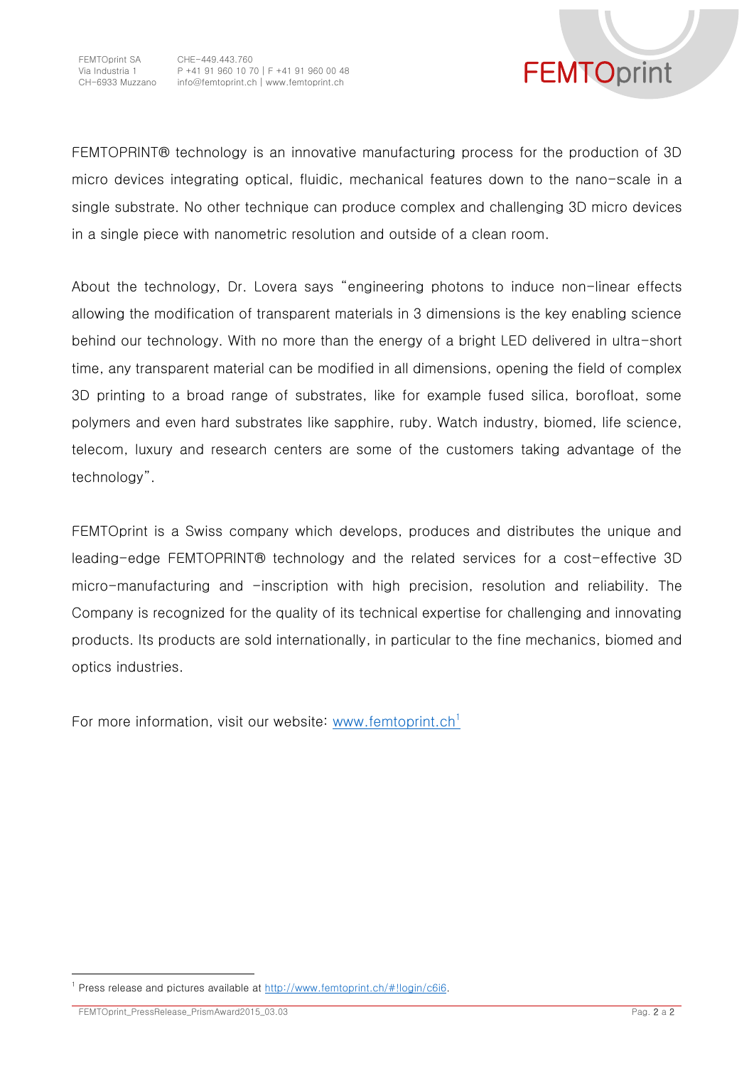FEMTOPRINT® technology is an innovative manufacturing process for the production of 3D micro devices integrating optical, fluidic, mechanical features down to the nano-scale in a single substrate. No other technique can produce complex and challenging 3D micro devices in a single piece with nanometric resolution and outside of a clean room.

About the technology, Dr. Lovera says "engineering photons to induce non-linear effects allowing the modification of transparent materials in 3 dimensions is the key enabling science behind our technology. With no more than the energy of a bright LED delivered in ultra-short time, any transparent material can be modified in all dimensions, opening the field of complex 3D printing to a broad range of substrates, like for example fused silica, borofloat, some polymers and even hard substrates like sapphire, ruby. Watch industry, biomed, life science, telecom, luxury and research centers are some of the customers taking advantage of the technology".

FEMTOprint is a Swiss company which develops, produces and distributes the unique and leading-edge FEMTOPRINT® technology and the related services for a cost-effective 3D micro-manufacturing and -inscription with high precision, resolution and reliability. The Company is recognized for the quality of its technical expertise for challenging and innovating products. Its products are sold internationally, in particular to the fine mechanics, biomed and optics industries.

For more information, visit our website: [www.femtoprint.ch](http://www.femtoprint.ch)[1]

[1] Press release and pictures available at [http://www.femtoprint.ch/#!login/c6i6](http://www.femtoprint.ch/#!login/c6i6).